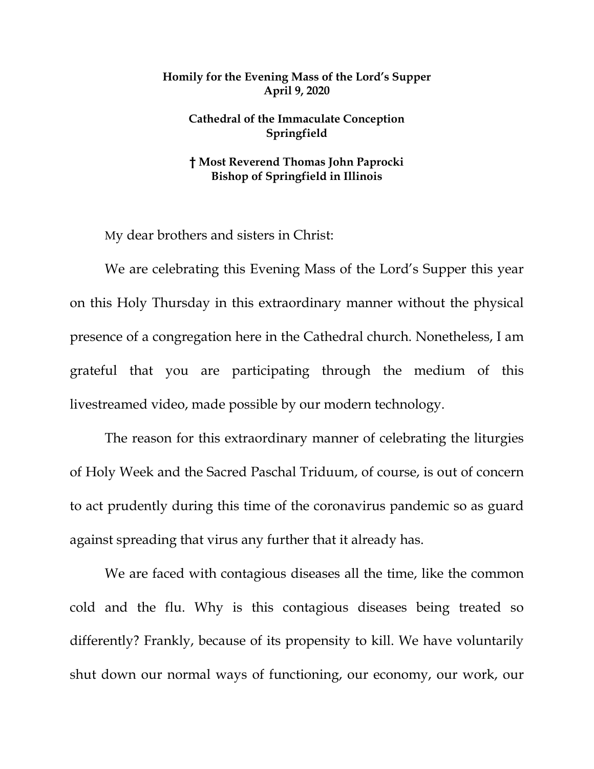**Homily for the Evening Mass of the Lord's Supper**
**April 9, 2020**

**Cathedral of the Immaculate Conception**
**Springfield**

**† Most Reverend Thomas John Paprocki**
**Bishop of Springfield in Illinois**

My dear brothers and sisters in Christ:

We are celebrating this Evening Mass of the Lord's Supper this year on this Holy Thursday in this extraordinary manner without the physical presence of a congregation here in the Cathedral church. Nonetheless, I am grateful that you are participating through the medium of this livestreamed video, made possible by our modern technology.

The reason for this extraordinary manner of celebrating the liturgies of Holy Week and the Sacred Paschal Triduum, of course, is out of concern to act prudently during this time of the coronavirus pandemic so as guard against spreading that virus any further that it already has.

We are faced with contagious diseases all the time, like the common cold and the flu. Why is this contagious diseases being treated so differently? Frankly, because of its propensity to kill. We have voluntarily shut down our normal ways of functioning, our economy, our work, our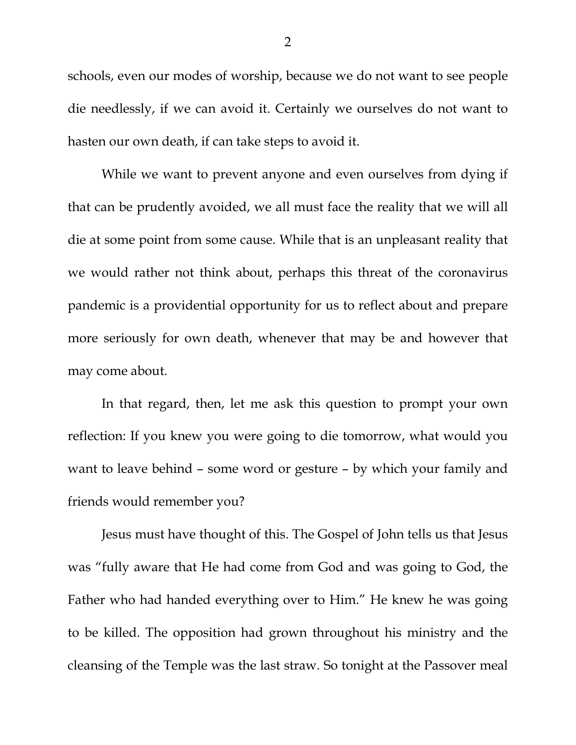schools, even our modes of worship, because we do not want to see people die needlessly, if we can avoid it. Certainly we ourselves do not want to hasten our own death, if can take steps to avoid it.

While we want to prevent anyone and even ourselves from dying if that can be prudently avoided, we all must face the reality that we will all die at some point from some cause. While that is an unpleasant reality that we would rather not think about, perhaps this threat of the coronavirus pandemic is a providential opportunity for us to reflect about and prepare more seriously for own death, whenever that may be and however that may come about.

In that regard, then, let me ask this question to prompt your own reflection: If you knew you were going to die tomorrow, what would you want to leave behind – some word or gesture – by which your family and friends would remember you?

Jesus must have thought of this. The Gospel of John tells us that Jesus was "fully aware that He had come from God and was going to God, the Father who had handed everything over to Him." He knew he was going to be killed. The opposition had grown throughout his ministry and the cleansing of the Temple was the last straw. So tonight at the Passover meal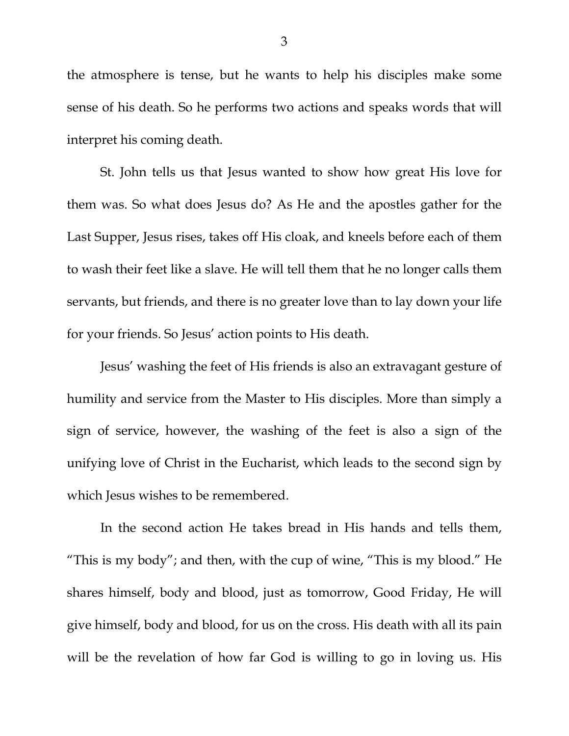the atmosphere is tense, but he wants to help his disciples make some sense of his death. So he performs two actions and speaks words that will interpret his coming death.

St. John tells us that Jesus wanted to show how great His love for them was. So what does Jesus do? As He and the apostles gather for the Last Supper, Jesus rises, takes off His cloak, and kneels before each of them to wash their feet like a slave. He will tell them that he no longer calls them servants, but friends, and there is no greater love than to lay down your life for your friends. So Jesus' action points to His death.

Jesus' washing the feet of His friends is also an extravagant gesture of humility and service from the Master to His disciples. More than simply a sign of service, however, the washing of the feet is also a sign of the unifying love of Christ in the Eucharist, which leads to the second sign by which Jesus wishes to be remembered.

In the second action He takes bread in His hands and tells them, "This is my body"; and then, with the cup of wine, "This is my blood." He shares himself, body and blood, just as tomorrow, Good Friday, He will give himself, body and blood, for us on the cross. His death with all its pain will be the revelation of how far God is willing to go in loving us. His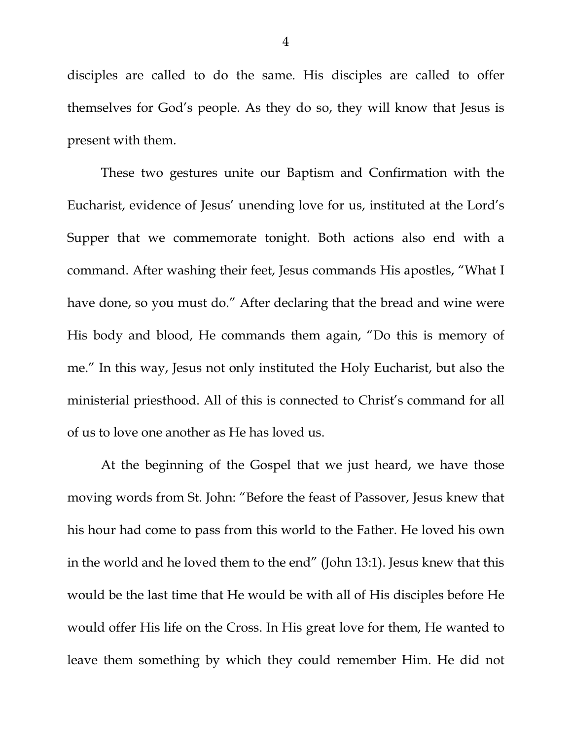disciples are called to do the same. His disciples are called to offer themselves for God's people. As they do so, they will know that Jesus is present with them.

These two gestures unite our Baptism and Confirmation with the Eucharist, evidence of Jesus' unending love for us, instituted at the Lord's Supper that we commemorate tonight. Both actions also end with a command. After washing their feet, Jesus commands His apostles, "What I have done, so you must do." After declaring that the bread and wine were His body and blood, He commands them again, "Do this is memory of me." In this way, Jesus not only instituted the Holy Eucharist, but also the ministerial priesthood. All of this is connected to Christ's command for all of us to love one another as He has loved us.

At the beginning of the Gospel that we just heard, we have those moving words from St. John: "Before the feast of Passover, Jesus knew that his hour had come to pass from this world to the Father. He loved his own in the world and he loved them to the end" (John 13:1). Jesus knew that this would be the last time that He would be with all of His disciples before He would offer His life on the Cross. In His great love for them, He wanted to leave them something by which they could remember Him. He did not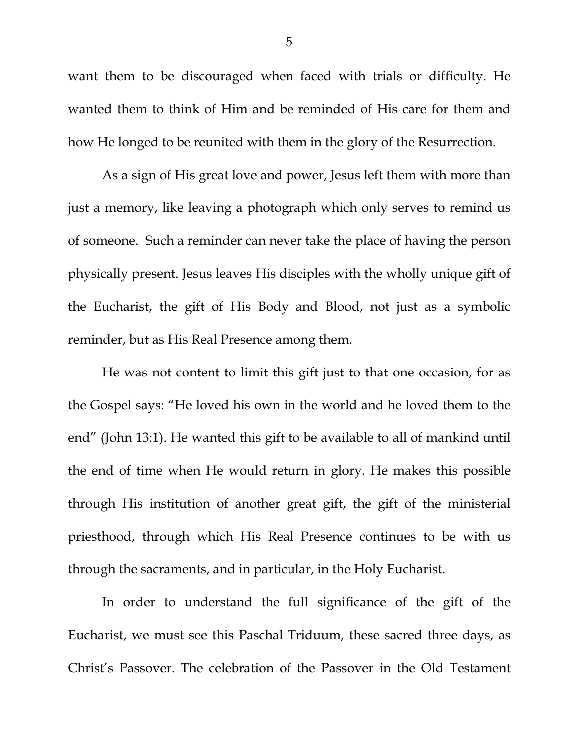want them to be discouraged when faced with trials or difficulty. He wanted them to think of Him and be reminded of His care for them and how He longed to be reunited with them in the glory of the Resurrection.

As a sign of His great love and power, Jesus left them with more than just a memory, like leaving a photograph which only serves to remind us of someone. Such a reminder can never take the place of having the person physically present. Jesus leaves His disciples with the wholly unique gift of the Eucharist, the gift of His Body and Blood, not just as a symbolic reminder, but as His Real Presence among them.

He was not content to limit this gift just to that one occasion, for as the Gospel says: "He loved his own in the world and he loved them to the end" (John 13:1). He wanted this gift to be available to all of mankind until the end of time when He would return in glory. He makes this possible through His institution of another great gift, the gift of the ministerial priesthood, through which His Real Presence continues to be with us through the sacraments, and in particular, in the Holy Eucharist.

In order to understand the full significance of the gift of the Eucharist, we must see this Paschal Triduum, these sacred three days, as Christ's Passover. The celebration of the Passover in the Old Testament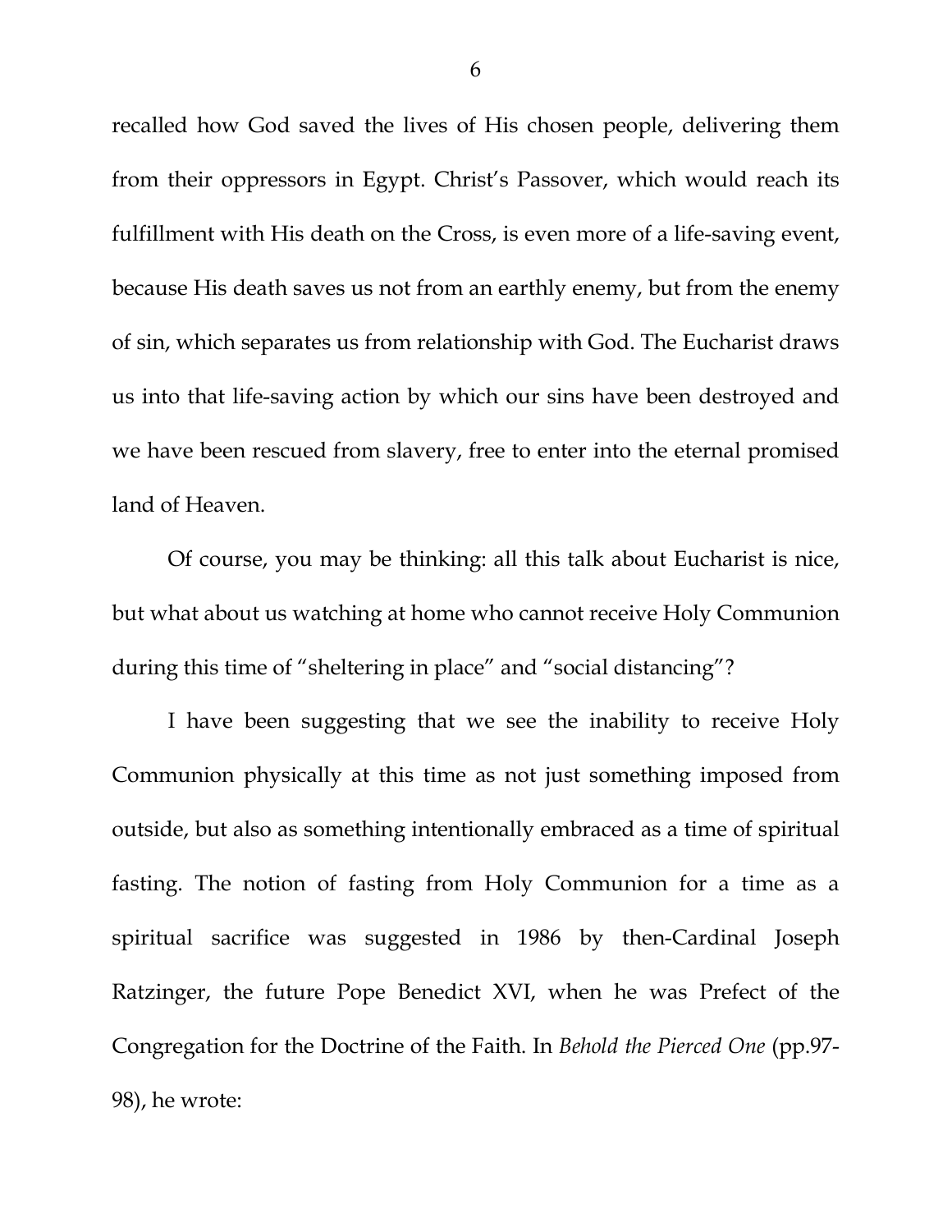recalled how God saved the lives of His chosen people, delivering them from their oppressors in Egypt. Christ's Passover, which would reach its fulfillment with His death on the Cross, is even more of a life-saving event, because His death saves us not from an earthly enemy, but from the enemy of sin, which separates us from relationship with God. The Eucharist draws us into that life-saving action by which our sins have been destroyed and we have been rescued from slavery, free to enter into the eternal promised land of Heaven.

Of course, you may be thinking: all this talk about Eucharist is nice, but what about us watching at home who cannot receive Holy Communion during this time of "sheltering in place" and "social distancing"?

I have been suggesting that we see the inability to receive Holy Communion physically at this time as not just something imposed from outside, but also as something intentionally embraced as a time of spiritual fasting. The notion of fasting from Holy Communion for a time as a spiritual sacrifice was suggested in 1986 by then-Cardinal Joseph Ratzinger, the future Pope Benedict XVI, when he was Prefect of the Congregation for the Doctrine of the Faith. In *Behold the Pierced One* (pp.97-98), he wrote: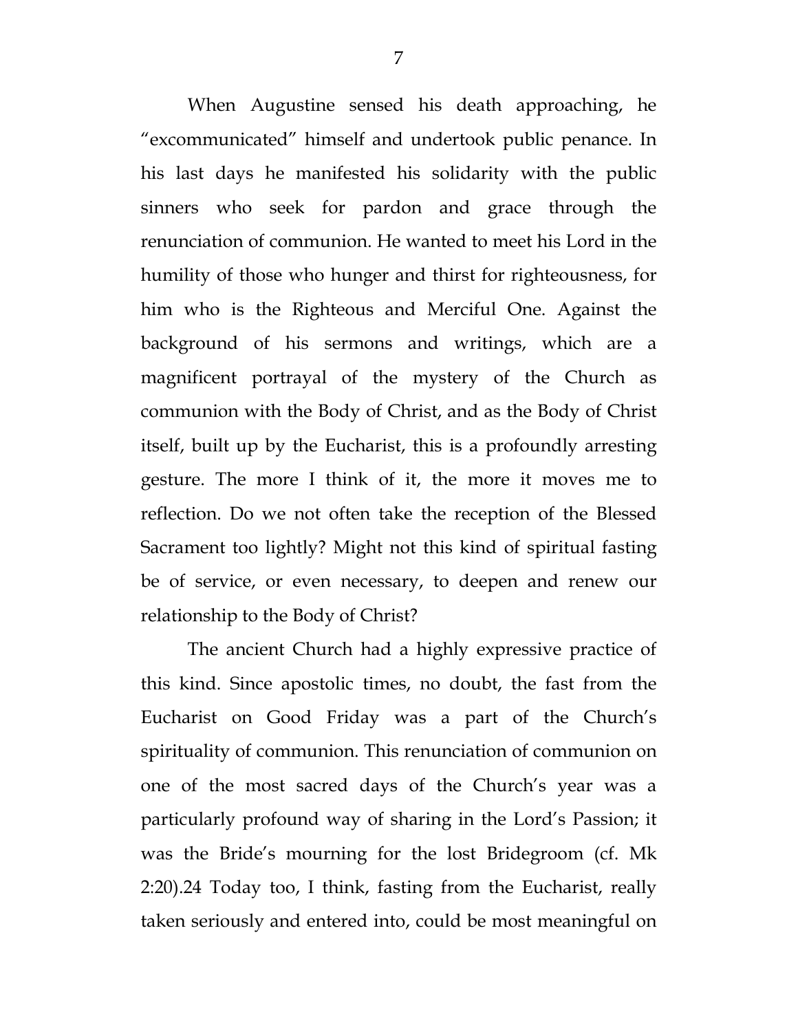When Augustine sensed his death approaching, he "excommunicated" himself and undertook public penance. In his last days he manifested his solidarity with the public sinners who seek for pardon and grace through the renunciation of communion. He wanted to meet his Lord in the humility of those who hunger and thirst for righteousness, for him who is the Righteous and Merciful One. Against the background of his sermons and writings, which are a magnificent portrayal of the mystery of the Church as communion with the Body of Christ, and as the Body of Christ itself, built up by the Eucharist, this is a profoundly arresting gesture. The more I think of it, the more it moves me to reflection. Do we not often take the reception of the Blessed Sacrament too lightly? Might not this kind of spiritual fasting be of service, or even necessary, to deepen and renew our relationship to the Body of Christ?

The ancient Church had a highly expressive practice of this kind. Since apostolic times, no doubt, the fast from the Eucharist on Good Friday was a part of the Church's spirituality of communion. This renunciation of communion on one of the most sacred days of the Church's year was a particularly profound way of sharing in the Lord's Passion; it was the Bride's mourning for the lost Bridegroom (cf. Mk 2:20).[24] Today too, I think, fasting from the Eucharist, really taken seriously and entered into, could be most meaningful on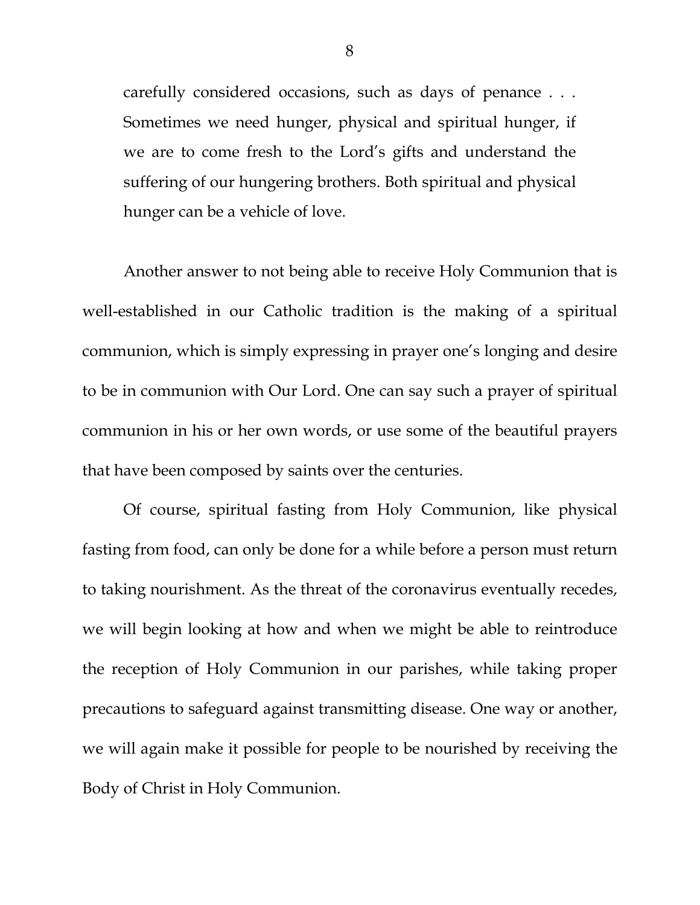> carefully considered occasions, such as days of penance . . . Sometimes we need hunger, physical and spiritual hunger, if we are to come fresh to the Lord's gifts and understand the suffering of our hungering brothers. Both spiritual and physical hunger can be a vehicle of love.

Another answer to not being able to receive Holy Communion that is well-established in our Catholic tradition is the making of a spiritual communion, which is simply expressing in prayer one's longing and desire to be in communion with Our Lord. One can say such a prayer of spiritual communion in his or her own words, or use some of the beautiful prayers that have been composed by saints over the centuries.

Of course, spiritual fasting from Holy Communion, like physical fasting from food, can only be done for a while before a person must return to taking nourishment. As the threat of the coronavirus eventually recedes, we will begin looking at how and when we might be able to reintroduce the reception of Holy Communion in our parishes, while taking proper precautions to safeguard against transmitting disease. One way or another, we will again make it possible for people to be nourished by receiving the Body of Christ in Holy Communion.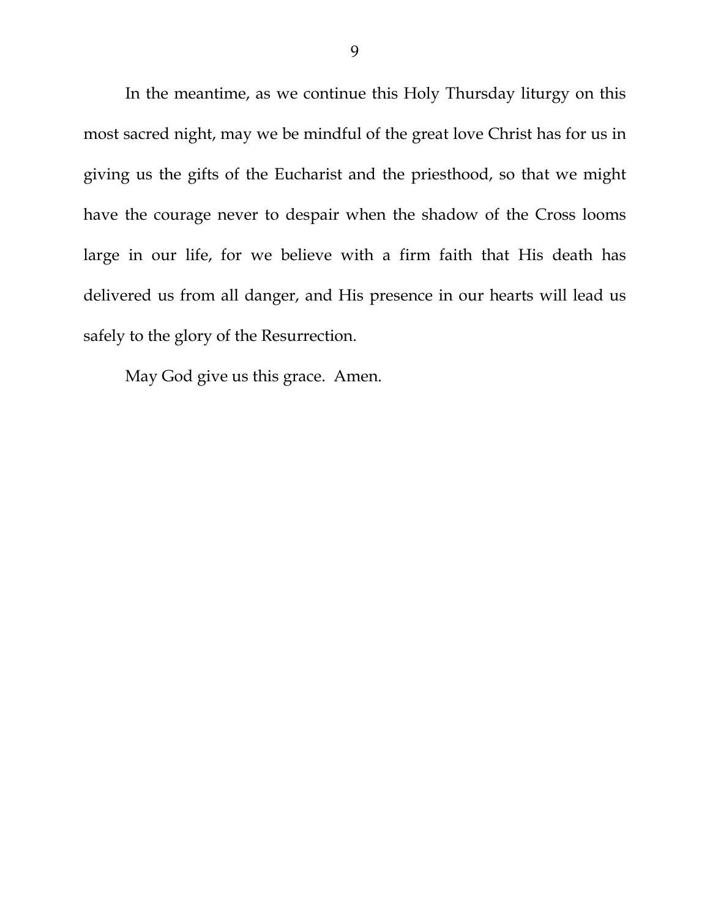In the meantime, as we continue this Holy Thursday liturgy on this most sacred night, may we be mindful of the great love Christ has for us in giving us the gifts of the Eucharist and the priesthood, so that we might have the courage never to despair when the shadow of the Cross looms large in our life, for we believe with a firm faith that His death has delivered us from all danger, and His presence in our hearts will lead us safely to the glory of the Resurrection.

May God give us this grace. Amen.